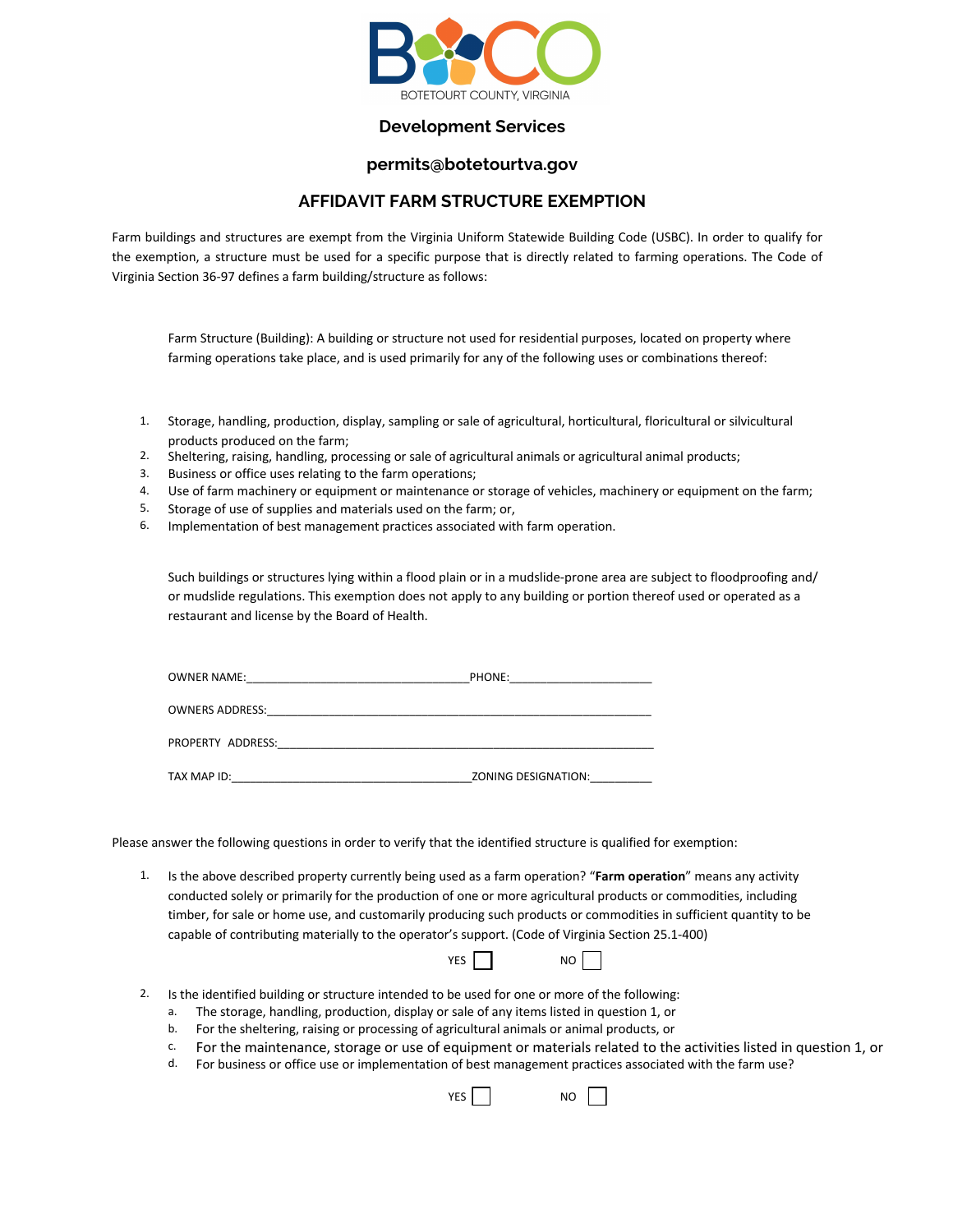BOTETOURT COUNTY, VIRGINIA

## Development Services

**permits@botetourtva.gov**

# AFFIDAVIT FARM STRUCTURE EXEMPTION

Farm buildings and structures are exempt from the Virginia Uniform Statewide Building Code (USBC). In order to qualify for the exemption, a structure must be used for a specific purpose that is directly related to farming operations. The Code of Virginia Section 36-97 defines a farm building/structure as follows:

Farm Structure (Building): A building or structure not used for residential purposes, located on property where farming operations take place, and is used primarily for any of the following uses or combinations thereof:

1. Storage, handling, production, display, sampling or sale of agricultural, horticultural, floricultural or silvicultural products produced on the farm;
2. Sheltering, raising, handling, processing or sale of agricultural animals or agricultural animal products;
3. Business or office uses relating to the farm operations;
4. Use of farm machinery or equipment or maintenance or storage of vehicles, machinery or equipment on the farm;
5. Storage of use of supplies and materials used on the farm; or,
6. Implementation of best management practices associated with farm operation.

Such buildings or structures lying within a flood plain or in a mudslide-prone area are subject to floodproofing and/ or mudslide regulations. This exemption does not apply to any building or portion thereof used or operated as a restaurant and license by the Board of Health.

OWNER NAME:___________________________________PHONE:______________________

OWNERS ADDRESS:_____________________________________________________________

PROPERTY ADDRESS:___________________________________________________________

TAX MAP ID:_____________________________________ZONING DESIGNATION:__________

Please answer the following questions in order to verify that the identified structure is qualified for exemption:

1. Is the above described property currently being used as a farm operation? "**Farm operation**" means any activity conducted solely or primarily for the production of one or more agricultural products or commodities, including timber, for sale or home use, and customarily producing such products or commodities in sufficient quantity to be capable of contributing materially to the operator's support. (Code of Virginia Section 25.1-400)

   YES ☐ NO ☐

2. Is the identified building or structure intended to be used for one or more of the following:
   a. The storage, handling, production, display or sale of any items listed in question 1, or
   b. For the sheltering, raising or processing of agricultural animals or animal products, or
   c. For the maintenance, storage or use of equipment or materials related to the activities listed in question 1, or
   d. For business or office use or implementation of best management practices associated with the farm use?

   YES ☐ NO ☐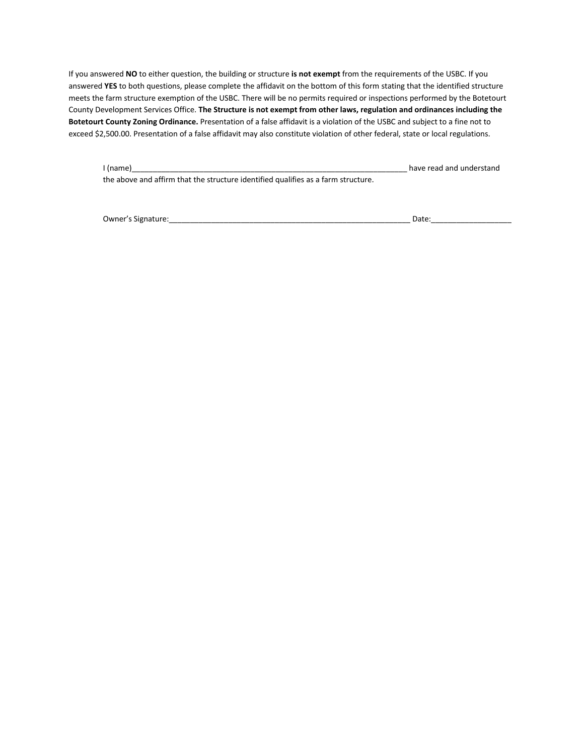If you answered **NO** to either question, the building or structure **is not exempt** from the requirements of the USBC. If you answered **YES** to both questions, please complete the affidavit on the bottom of this form stating that the identified structure meets the farm structure exemption of the USBC. There will be no permits required or inspections performed by the Botetourt County Development Services Office. **The Structure is not exempt from other laws, regulation and ordinances including the Botetourt County Zoning Ordinance.** Presentation of a false affidavit is a violation of the USBC and subject to a fine not to exceed $2,500.00. Presentation of a false affidavit may also constitute violation of other federal, state or local regulations.

I (name)_________________________________________________________________ have read and understand the above and affirm that the structure identified qualifies as a farm structure.

Owner's Signature:__________________________________________________________ Date:___________________